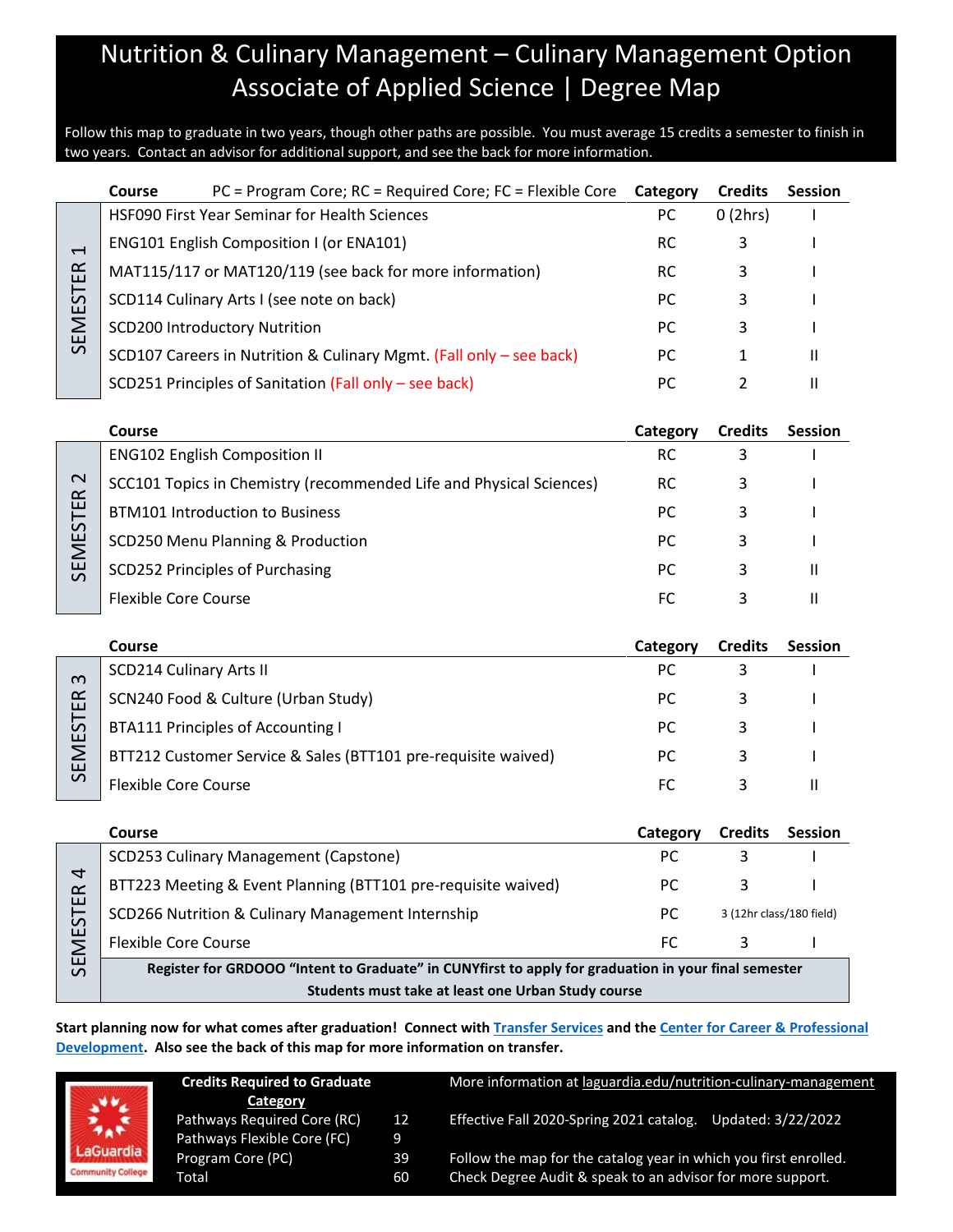# Nutrition & Culinary Management – Culinary Management Option
# Associate of Applied Science | Degree Map

Follow this map to graduate in two years, though other paths are possible. You must average 15 credits a semester to finish in two years. Contact an advisor for additional support, and see the back for more information.

## SEMESTER 1

| Course (PC = Program Core; RC = Required Core; FC = Flexible Core) | Category | Credits | Session |
|---|---|---|---|
| HSF090 First Year Seminar for Health Sciences | PC | 0 (2hrs) | I |
| ENG101 English Composition I (or ENA101) | RC | 3 | I |
| MAT115/117 or MAT120/119 (see back for more information) | RC | 3 | I |
| SCD114 Culinary Arts I (see note on back) | PC | 3 | I |
| SCD200 Introductory Nutrition | PC | 3 | I |
| SCD107 Careers in Nutrition & Culinary Mgmt. (Fall only – see back) | PC | 1 | II |
| SCD251 Principles of Sanitation (Fall only – see back) | PC | 2 | II |

## SEMESTER 2

| Course | Category | Credits | Session |
|---|---|---|---|
| ENG102 English Composition II | RC | 3 | I |
| SCC101 Topics in Chemistry (recommended Life and Physical Sciences) | RC | 3 | I |
| BTM101 Introduction to Business | PC | 3 | I |
| SCD250 Menu Planning & Production | PC | 3 | I |
| SCD252 Principles of Purchasing | PC | 3 | II |
| Flexible Core Course | FC | 3 | II |

## SEMESTER 3

| Course | Category | Credits | Session |
|---|---|---|---|
| SCD214 Culinary Arts II | PC | 3 | I |
| SCN240 Food & Culture (Urban Study) | PC | 3 | I |
| BTA111 Principles of Accounting I | PC | 3 | I |
| BTT212 Customer Service & Sales (BTT101 pre-requisite waived) | PC | 3 | I |
| Flexible Core Course | FC | 3 | II |

## SEMESTER 4

| Course | Category | Credits | Session |
|---|---|---|---|
| SCD253 Culinary Management (Capstone) | PC | 3 | I |
| BTT223 Meeting & Event Planning (BTT101 pre-requisite waived) | PC | 3 | I |
| SCD266 Nutrition & Culinary Management Internship | PC | 3 (12hr class/180 field) | |
| Flexible Core Course | FC | 3 | I |

**Register for GRDOOO "Intent to Graduate" in CUNYfirst to apply for graduation in your final semester**

**Students must take at least one Urban Study course**

**Start planning now for what comes after graduation! Connect with Transfer Services and the Center for Career & Professional Development. Also see the back of this map for more information on transfer.**

| Credits Required to Graduate Category | |
|---|---|
| Pathways Required Core (RC) | 12 |
| Pathways Flexible Core (FC) | 9 |
| Program Core (PC) | 39 |
| Total | 60 |

More information at laguardia.edu/nutrition-culinary-management

Effective Fall 2020-Spring 2021 catalog. Updated: 3/22/2022

Follow the map for the catalog year in which you first enrolled.
Check Degree Audit & speak to an advisor for more support.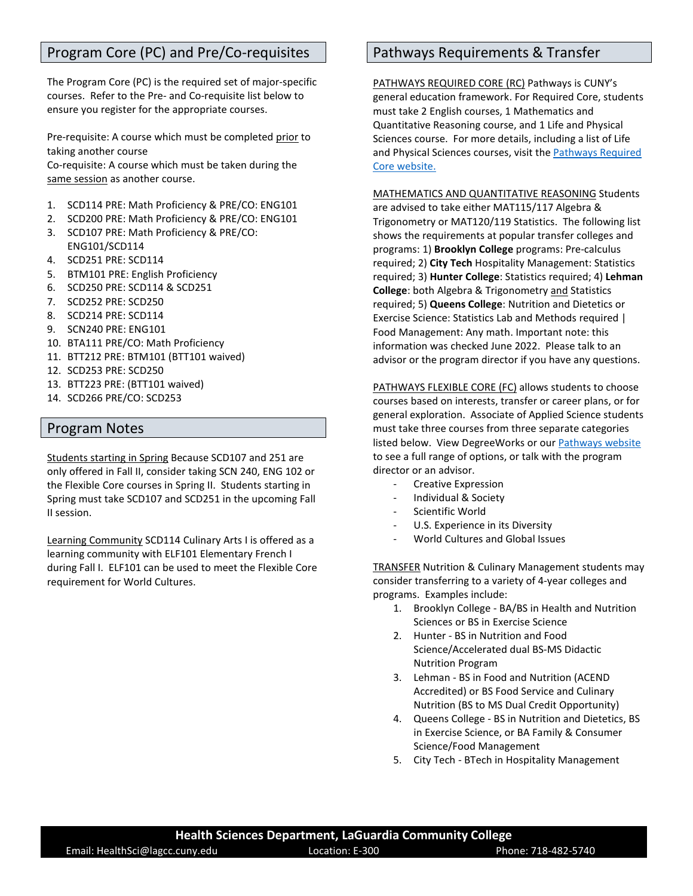## Program Core (PC) and Pre/Co-requisites

The Program Core (PC) is the required set of major-specific courses. Refer to the Pre- and Co-requisite list below to ensure you register for the appropriate courses.

Pre-requisite: A course which must be completed prior to taking another course
Co-requisite: A course which must be taken during the same session as another course.

1. SCD114 PRE: Math Proficiency & PRE/CO: ENG101
2. SCD200 PRE: Math Proficiency & PRE/CO: ENG101
3. SCD107 PRE: Math Proficiency & PRE/CO: ENG101/SCD114
4. SCD251 PRE: SCD114
5. BTM101 PRE: English Proficiency
6. SCD250 PRE: SCD114 & SCD251
7. SCD252 PRE: SCD250
8. SCD214 PRE: SCD114
9. SCN240 PRE: ENG101
10. BTA111 PRE/CO: Math Proficiency
11. BTT212 PRE: BTM101 (BTT101 waived)
12. SCD253 PRE: SCD250
13. BTT223 PRE: (BTT101 waived)
14. SCD266 PRE/CO: SCD253

## Program Notes

Students starting in Spring Because SCD107 and 251 are only offered in Fall II, consider taking SCN 240, ENG 102 or the Flexible Core courses in Spring II. Students starting in Spring must take SCD107 and SCD251 in the upcoming Fall II session.

Learning Community SCD114 Culinary Arts I is offered as a learning community with ELF101 Elementary French I during Fall I. ELF101 can be used to meet the Flexible Core requirement for World Cultures.

## Pathways Requirements & Transfer

PATHWAYS REQUIRED CORE (RC) Pathways is CUNY's general education framework. For Required Core, students must take 2 English courses, 1 Mathematics and Quantitative Reasoning course, and 1 Life and Physical Sciences course. For more details, including a list of Life and Physical Sciences courses, visit the Pathways Required Core website.

MATHEMATICS AND QUANTITATIVE REASONING Students are advised to take either MAT115/117 Algebra & Trigonometry or MAT120/119 Statistics. The following list shows the requirements at popular transfer colleges and programs: 1) **Brooklyn College** programs: Pre-calculus required; 2) **City Tech** Hospitality Management: Statistics required; 3) **Hunter College**: Statistics required; 4) **Lehman College**: both Algebra & Trigonometry and Statistics required; 5) **Queens College**: Nutrition and Dietetics or Exercise Science: Statistics Lab and Methods required | Food Management: Any math. Important note: this information was checked June 2022. Please talk to an advisor or the program director if you have any questions.

PATHWAYS FLEXIBLE CORE (FC) allows students to choose courses based on interests, transfer or career plans, or for general exploration. Associate of Applied Science students must take three courses from three separate categories listed below. View DegreeWorks or our Pathways website to see a full range of options, or talk with the program director or an advisor.

- Creative Expression
- Individual & Society
- Scientific World
- U.S. Experience in its Diversity
- World Cultures and Global Issues

TRANSFER Nutrition & Culinary Management students may consider transferring to a variety of 4-year colleges and programs. Examples include:

1. Brooklyn College - BA/BS in Health and Nutrition Sciences or BS in Exercise Science
2. Hunter - BS in Nutrition and Food Science/Accelerated dual BS-MS Didactic Nutrition Program
3. Lehman - BS in Food and Nutrition (ACEND Accredited) or BS Food Service and Culinary Nutrition (BS to MS Dual Credit Opportunity)
4. Queens College - BS in Nutrition and Dietetics, BS in Exercise Science, or BA Family & Consumer Science/Food Management
5. City Tech - BTech in Hospitality Management

**Health Sciences Department, LaGuardia Community College**

Email: HealthSci@lagcc.cuny.edu | Location: E-300 | Phone: 718-482-5740